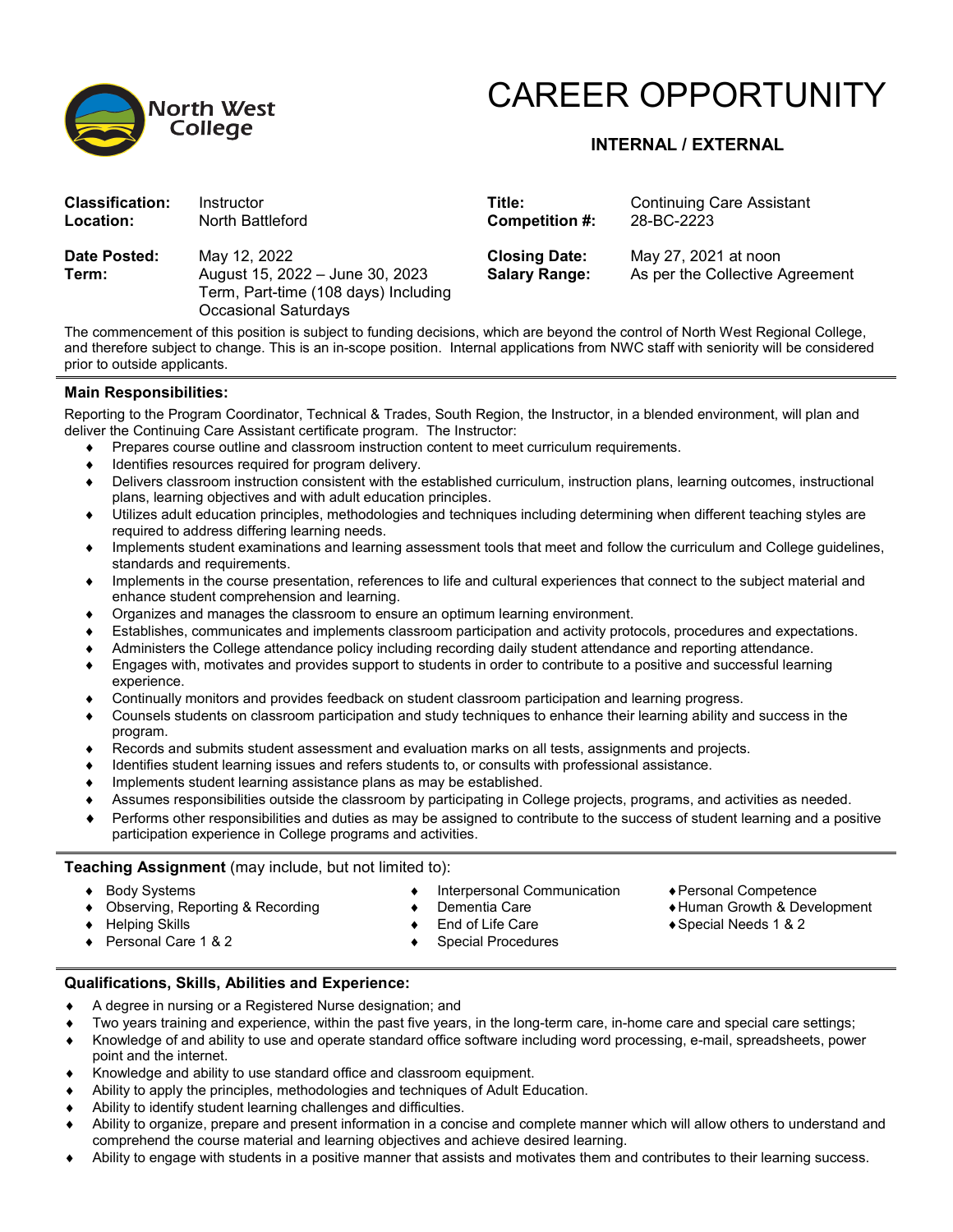North West College

# CAREER OPPORTUNITY

### INTERNAL / EXTERNAL

| | | | |
|---|---|---|---|
| **Classification:** | Instructor | **Title:** | Continuing Care Assistant |
| **Location:** | North Battleford | **Competition #:** | 28-BC-2223 |
| **Date Posted:** | May 12, 2022 | **Closing Date:** | May 27, 2021 at noon |
| **Term:** | August 15, 2022 – June 30, 2023 Term, Part-time (108 days) Including Occasional Saturdays | **Salary Range:** | As per the Collective Agreement |

The commencement of this position is subject to funding decisions, which are beyond the control of North West Regional College, and therefore subject to change. This is an in-scope position. Internal applications from NWC staff with seniority will be considered prior to outside applicants.

### Main Responsibilities:

Reporting to the Program Coordinator, Technical & Trades, South Region, the Instructor, in a blended environment, will plan and deliver the Continuing Care Assistant certificate program. The Instructor:

- Prepares course outline and classroom instruction content to meet curriculum requirements.
- Identifies resources required for program delivery.
- Delivers classroom instruction consistent with the established curriculum, instruction plans, learning outcomes, instructional plans, learning objectives and with adult education principles.
- Utilizes adult education principles, methodologies and techniques including determining when different teaching styles are required to address differing learning needs.
- Implements student examinations and learning assessment tools that meet and follow the curriculum and College guidelines, standards and requirements.
- Implements in the course presentation, references to life and cultural experiences that connect to the subject material and enhance student comprehension and learning.
- Organizes and manages the classroom to ensure an optimum learning environment.
- Establishes, communicates and implements classroom participation and activity protocols, procedures and expectations.
- Administers the College attendance policy including recording daily student attendance and reporting attendance.
- Engages with, motivates and provides support to students in order to contribute to a positive and successful learning experience.
- Continually monitors and provides feedback on student classroom participation and learning progress.
- Counsels students on classroom participation and study techniques to enhance their learning ability and success in the program.
- Records and submits student assessment and evaluation marks on all tests, assignments and projects.
- Identifies student learning issues and refers students to, or consults with professional assistance.
- Implements student learning assistance plans as may be established.
- Assumes responsibilities outside the classroom by participating in College projects, programs, and activities as needed.
- Performs other responsibilities and duties as may be assigned to contribute to the success of student learning and a positive participation experience in College programs and activities.

**Teaching Assignment** (may include, but not limited to):

- Body Systems
- Observing, Reporting & Recording
- Helping Skills
- Personal Care 1 & 2
- Interpersonal Communication
- Dementia Care
- End of Life Care
- Special Procedures
- Personal Competence
- Human Growth & Development
- Special Needs 1 & 2

### Qualifications, Skills, Abilities and Experience:

- A degree in nursing or a Registered Nurse designation; and
- Two years training and experience, within the past five years, in the long-term care, in-home care and special care settings;
- Knowledge of and ability to use and operate standard office software including word processing, e-mail, spreadsheets, power point and the internet.
- Knowledge and ability to use standard office and classroom equipment.
- Ability to apply the principles, methodologies and techniques of Adult Education.
- Ability to identify student learning challenges and difficulties.
- Ability to organize, prepare and present information in a concise and complete manner which will allow others to understand and comprehend the course material and learning objectives and achieve desired learning.
- Ability to engage with students in a positive manner that assists and motivates them and contributes to their learning success.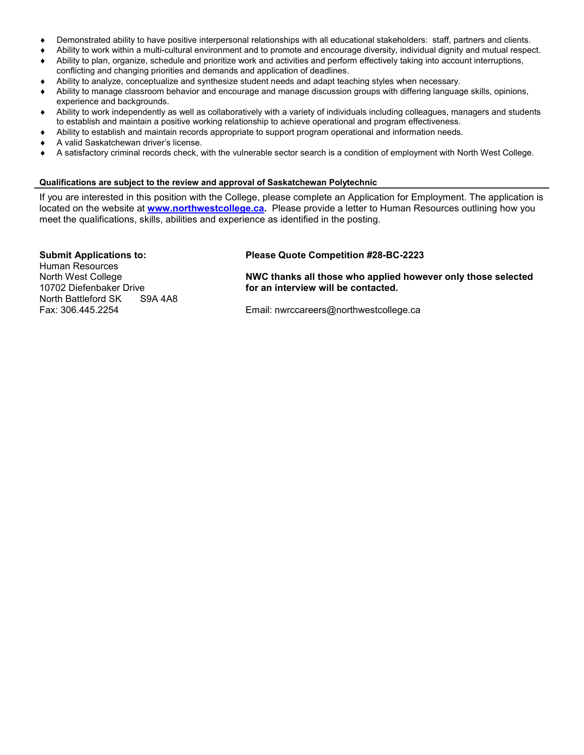- Demonstrated ability to have positive interpersonal relationships with all educational stakeholders: staff, partners and clients.
- Ability to work within a multi-cultural environment and to promote and encourage diversity, individual dignity and mutual respect.
- Ability to plan, organize, schedule and prioritize work and activities and perform effectively taking into account interruptions, conflicting and changing priorities and demands and application of deadlines.
- Ability to analyze, conceptualize and synthesize student needs and adapt teaching styles when necessary.
- Ability to manage classroom behavior and encourage and manage discussion groups with differing language skills, opinions, experience and backgrounds.
- Ability to work independently as well as collaboratively with a variety of individuals including colleagues, managers and students to establish and maintain a positive working relationship to achieve operational and program effectiveness.
- Ability to establish and maintain records appropriate to support program operational and information needs.
- A valid Saskatchewan driver's license.
- A satisfactory criminal records check, with the vulnerable sector search is a condition of employment with North West College.

**Qualifications are subject to the review and approval of Saskatchewan Polytechnic**

If you are interested in this position with the College, please complete an Application for Employment. The application is located on the website at **www.northwestcollege.ca.** Please provide a letter to Human Resources outlining how you meet the qualifications, skills, abilities and experience as identified in the posting.

**Submit Applications to:**
Human Resources
North West College
10702 Diefenbaker Drive
North Battleford SK S9A 4A8
Fax: 306.445.2254

**Please Quote Competition #28-BC-2223**

**NWC thanks all those who applied however only those selected for an interview will be contacted.**

Email: nwrccareers@northwestcollege.ca